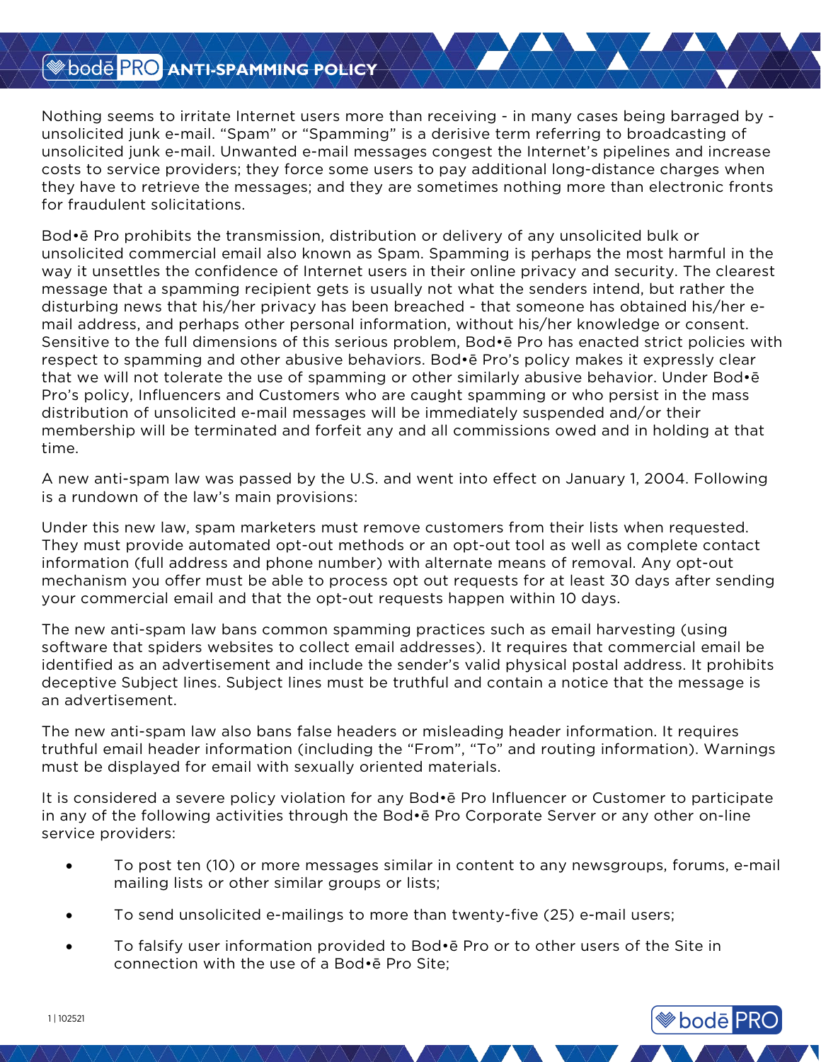# bodē PRO ANTI-SPAMMING POLICY

Nothing seems to irritate Internet users more than receiving - in many cases being barraged by - unsolicited junk e-mail. "Spam" or "Spamming" is a derisive term referring to broadcasting of unsolicited junk e-mail. Unwanted e-mail messages congest the Internet's pipelines and increase costs to service providers; they force some users to pay additional long-distance charges when they have to retrieve the messages; and they are sometimes nothing more than electronic fronts for fraudulent solicitations.

Bod•ē Pro prohibits the transmission, distribution or delivery of any unsolicited bulk or unsolicited commercial email also known as Spam. Spamming is perhaps the most harmful in the way it unsettles the confidence of Internet users in their online privacy and security. The clearest message that a spamming recipient gets is usually not what the senders intend, but rather the disturbing news that his/her privacy has been breached - that someone has obtained his/her e-mail address, and perhaps other personal information, without his/her knowledge or consent. Sensitive to the full dimensions of this serious problem, Bod•ē Pro has enacted strict policies with respect to spamming and other abusive behaviors. Bod•ē Pro's policy makes it expressly clear that we will not tolerate the use of spamming or other similarly abusive behavior. Under Bod•ē Pro's policy, Influencers and Customers who are caught spamming or who persist in the mass distribution of unsolicited e-mail messages will be immediately suspended and/or their membership will be terminated and forfeit any and all commissions owed and in holding at that time.

A new anti-spam law was passed by the U.S. and went into effect on January 1, 2004. Following is a rundown of the law's main provisions:

Under this new law, spam marketers must remove customers from their lists when requested. They must provide automated opt-out methods or an opt-out tool as well as complete contact information (full address and phone number) with alternate means of removal. Any opt-out mechanism you offer must be able to process opt out requests for at least 30 days after sending your commercial email and that the opt-out requests happen within 10 days.

The new anti-spam law bans common spamming practices such as email harvesting (using software that spiders websites to collect email addresses). It requires that commercial email be identified as an advertisement and include the sender's valid physical postal address. It prohibits deceptive Subject lines. Subject lines must be truthful and contain a notice that the message is an advertisement.

The new anti-spam law also bans false headers or misleading header information. It requires truthful email header information (including the "From", "To" and routing information). Warnings must be displayed for email with sexually oriented materials.

It is considered a severe policy violation for any Bod•ē Pro Influencer or Customer to participate in any of the following activities through the Bod•ē Pro Corporate Server or any other on-line service providers:

- To post ten (10) or more messages similar in content to any newsgroups, forums, e-mail mailing lists or other similar groups or lists;
- To send unsolicited e-mailings to more than twenty-five (25) e-mail users;
- To falsify user information provided to Bod•ē Pro or to other users of the Site in connection with the use of a Bod•ē Pro Site;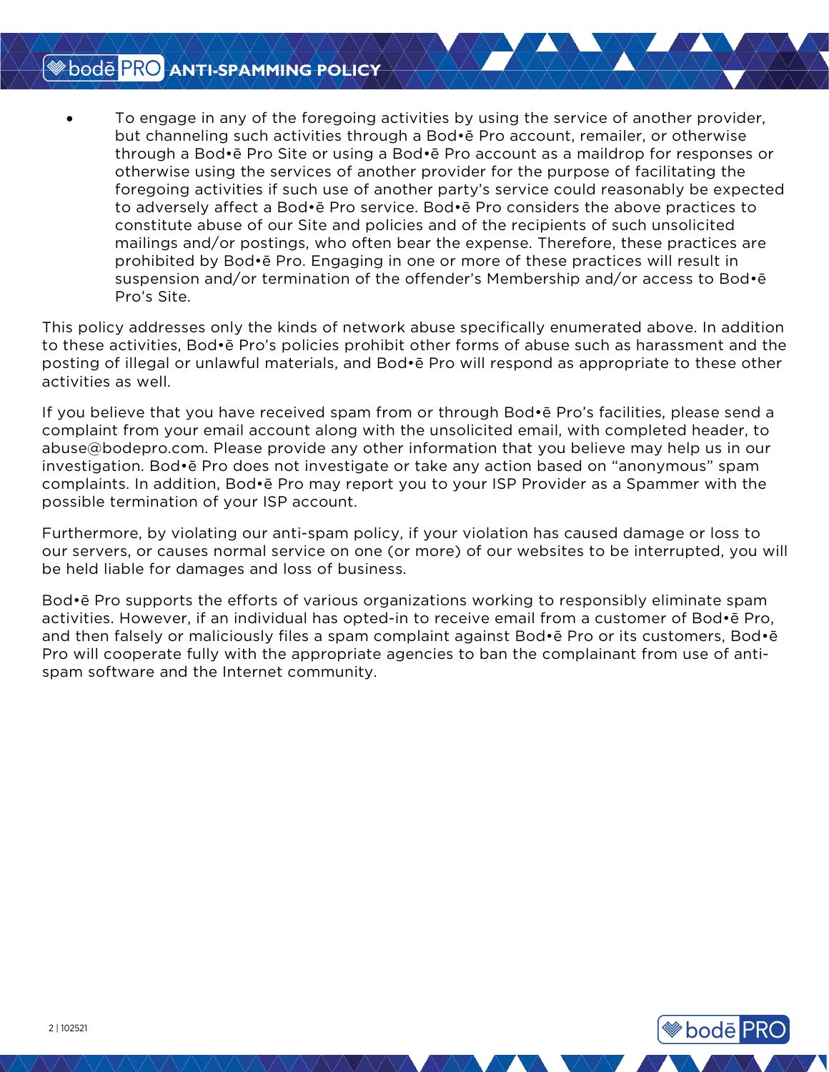- To engage in any of the foregoing activities by using the service of another provider, but channeling such activities through a Bod•ē Pro account, remailer, or otherwise through a Bod•ē Pro Site or using a Bod•ē Pro account as a maildrop for responses or otherwise using the services of another provider for the purpose of facilitating the foregoing activities if such use of another party's service could reasonably be expected to adversely affect a Bod•ē Pro service. Bod•ē Pro considers the above practices to constitute abuse of our Site and policies and of the recipients of such unsolicited mailings and/or postings, who often bear the expense. Therefore, these practices are prohibited by Bod•ē Pro. Engaging in one or more of these practices will result in suspension and/or termination of the offender's Membership and/or access to Bod•ē Pro's Site.

This policy addresses only the kinds of network abuse specifically enumerated above. In addition to these activities, Bod•ē Pro's policies prohibit other forms of abuse such as harassment and the posting of illegal or unlawful materials, and Bod•ē Pro will respond as appropriate to these other activities as well.

If you believe that you have received spam from or through Bod•ē Pro's facilities, please send a complaint from your email account along with the unsolicited email, with completed header, to abuse@bodepro.com. Please provide any other information that you believe may help us in our investigation. Bod•ē Pro does not investigate or take any action based on "anonymous" spam complaints. In addition, Bod•ē Pro may report you to your ISP Provider as a Spammer with the possible termination of your ISP account.

Furthermore, by violating our anti-spam policy, if your violation has caused damage or loss to our servers, or causes normal service on one (or more) of our websites to be interrupted, you will be held liable for damages and loss of business.

Bod•ē Pro supports the efforts of various organizations working to responsibly eliminate spam activities. However, if an individual has opted-in to receive email from a customer of Bod•ē Pro, and then falsely or maliciously files a spam complaint against Bod•ē Pro or its customers, Bod•ē Pro will cooperate fully with the appropriate agencies to ban the complainant from use of anti-spam software and the Internet community.